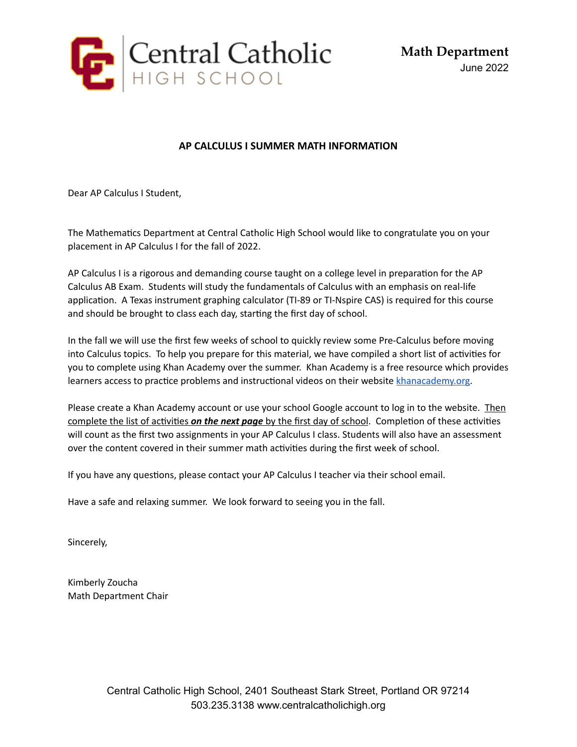**Central Catholic HIGH SCHOOL**

**Math Department**
June 2022

**AP CALCULUS I SUMMER MATH INFORMATION**

Dear AP Calculus I Student,

The Mathematics Department at Central Catholic High School would like to congratulate you on your placement in AP Calculus I for the fall of 2022.

AP Calculus I is a rigorous and demanding course taught on a college level in preparation for the AP Calculus AB Exam. Students will study the fundamentals of Calculus with an emphasis on real-life application. A Texas instrument graphing calculator (TI-89 or TI-Nspire CAS) is required for this course and should be brought to class each day, starting the first day of school.

In the fall we will use the first few weeks of school to quickly review some Pre-Calculus before moving into Calculus topics. To help you prepare for this material, we have compiled a short list of activities for you to complete using Khan Academy over the summer. Khan Academy is a free resource which provides learners access to practice problems and instructional videos on their website [khanacademy.org](khanacademy.org).

Please create a Khan Academy account or use your school Google account to log in to the website. Then complete the list of activities ***on the next page*** by the first day of school. Completion of these activities will count as the first two assignments in your AP Calculus I class. Students will also have an assessment over the content covered in their summer math activities during the first week of school.

If you have any questions, please contact your AP Calculus I teacher via their school email.

Have a safe and relaxing summer. We look forward to seeing you in the fall.

Sincerely,

Kimberly Zoucha
Math Department Chair

Central Catholic High School, 2401 Southeast Stark Street, Portland OR 97214
503.235.3138 www.centralcatholichigh.org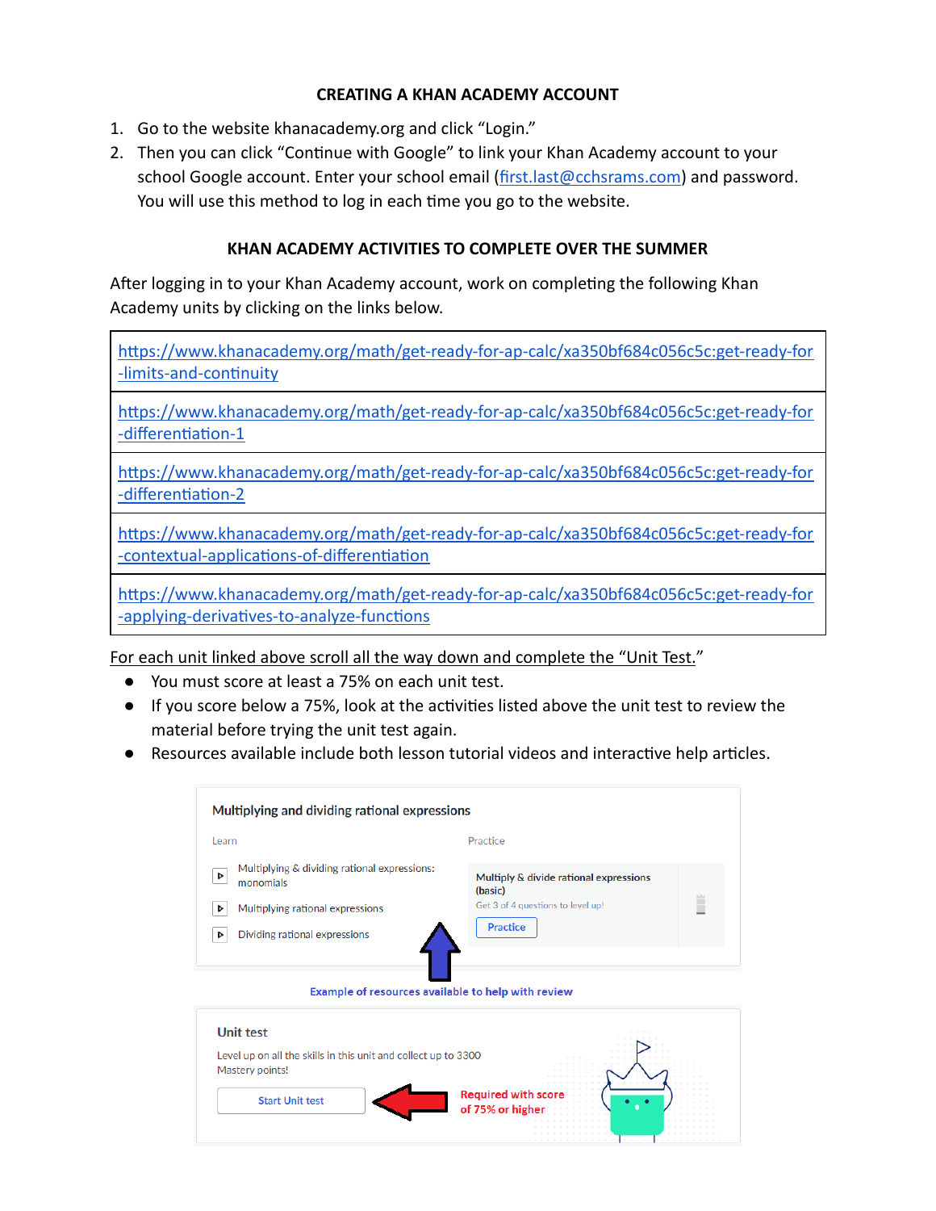## CREATING A KHAN ACADEMY ACCOUNT

1. Go to the website khanacademy.org and click "Login."
2. Then you can click "Continue with Google" to link your Khan Academy account to your school Google account. Enter your school email (first.last@cchsrams.com) and password. You will use this method to log in each time you go to the website.

## KHAN ACADEMY ACTIVITIES TO COMPLETE OVER THE SUMMER

After logging in to your Khan Academy account, work on completing the following Khan Academy units by clicking on the links below.

| |
|---|
| https://www.khanacademy.org/math/get-ready-for-ap-calc/xa350bf684c056c5c:get-ready-for-limits-and-continuity |
| https://www.khanacademy.org/math/get-ready-for-ap-calc/xa350bf684c056c5c:get-ready-for-differentiation-1 |
| https://www.khanacademy.org/math/get-ready-for-ap-calc/xa350bf684c056c5c:get-ready-for-differentiation-2 |
| https://www.khanacademy.org/math/get-ready-for-ap-calc/xa350bf684c056c5c:get-ready-for-contextual-applications-of-differentiation |
| https://www.khanacademy.org/math/get-ready-for-ap-calc/xa350bf684c056c5c:get-ready-for-applying-derivatives-to-analyze-functions |

For each unit linked above scroll all the way down and complete the "Unit Test."

- You must score at least a 75% on each unit test.
- If you score below a 75%, look at the activities listed above the unit test to review the material before trying the unit test again.
- Resources available include both lesson tutorial videos and interactive help articles.

Multiplying and dividing rational expressions

Learn

Multiplying & dividing rational expressions: monomials

Multiplying rational expressions

Dividing rational expressions

Practice

Multiply & divide rational expressions (basic)

Get 3 of 4 questions to level up!

Practice

Example of resources available to help with review

Unit test

Level up on all the skills in this unit and collect up to 3300 Mastery points!

Start Unit test

Required with score of 75% or higher